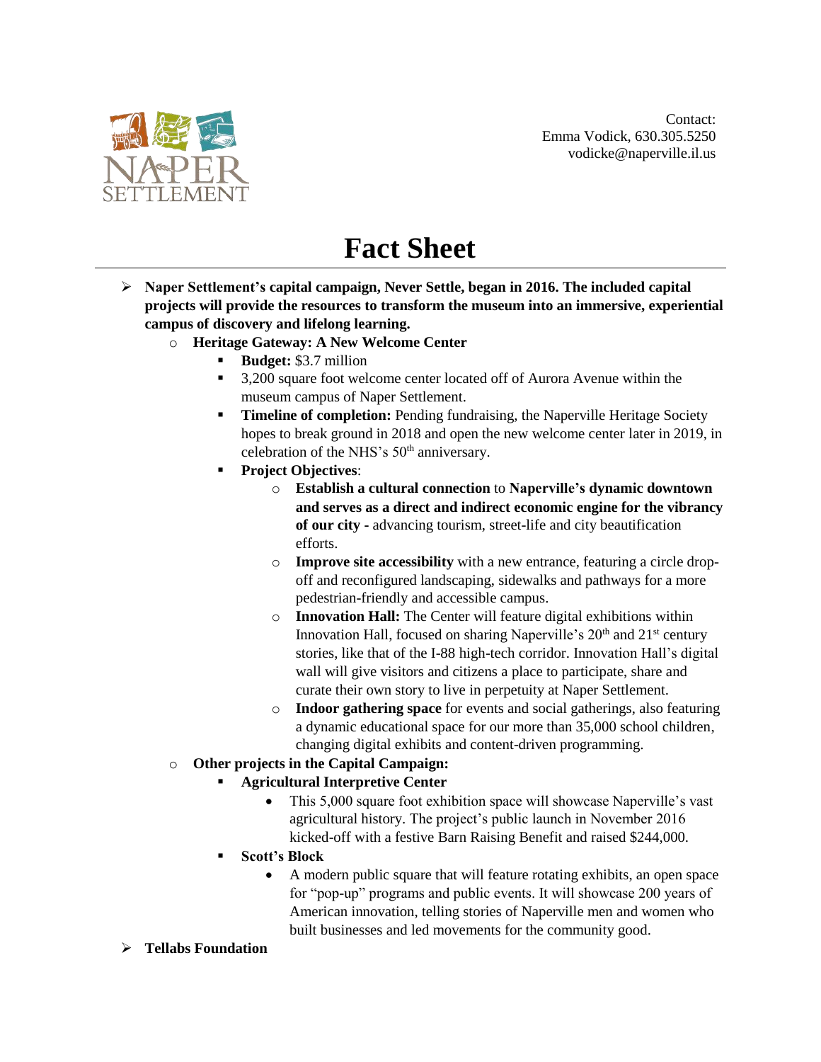Contact:
Emma Vodick, 630.305.5250
vodicke@naperville.il.us

# Fact Sheet

- **Naper Settlement's capital campaign, Never Settle, began in 2016. The included capital projects will provide the resources to transform the museum into an immersive, experiential campus of discovery and lifelong learning.**
  - **Heritage Gateway: A New Welcome Center**
    - **Budget:** $3.7 million
    - 3,200 square foot welcome center located off of Aurora Avenue within the museum campus of Naper Settlement.
    - **Timeline of completion:** Pending fundraising, the Naperville Heritage Society hopes to break ground in 2018 and open the new welcome center later in 2019, in celebration of the NHS's 50th anniversary.
    - **Project Objectives**:
      - **Establish a cultural connection** to **Naperville's dynamic downtown and serves as a direct and indirect economic engine for the vibrancy of our city -** advancing tourism, street-life and city beautification efforts.
      - **Improve site accessibility** with a new entrance, featuring a circle drop-off and reconfigured landscaping, sidewalks and pathways for a more pedestrian-friendly and accessible campus.
      - **Innovation Hall:** The Center will feature digital exhibitions within Innovation Hall, focused on sharing Naperville's 20th and 21st century stories, like that of the I-88 high-tech corridor. Innovation Hall's digital wall will give visitors and citizens a place to participate, share and curate their own story to live in perpetuity at Naper Settlement.
      - **Indoor gathering space** for events and social gatherings, also featuring a dynamic educational space for our more than 35,000 school children, changing digital exhibits and content-driven programming.
  - **Other projects in the Capital Campaign:**
    - **Agricultural Interpretive Center**
      - This 5,000 square foot exhibition space will showcase Naperville's vast agricultural history. The project's public launch in November 2016 kicked-off with a festive Barn Raising Benefit and raised $244,000.
    - **Scott's Block**
      - A modern public square that will feature rotating exhibits, an open space for "pop-up" programs and public events. It will showcase 200 years of American innovation, telling stories of Naperville men and women who built businesses and led movements for the community good.
- **Tellabs Foundation**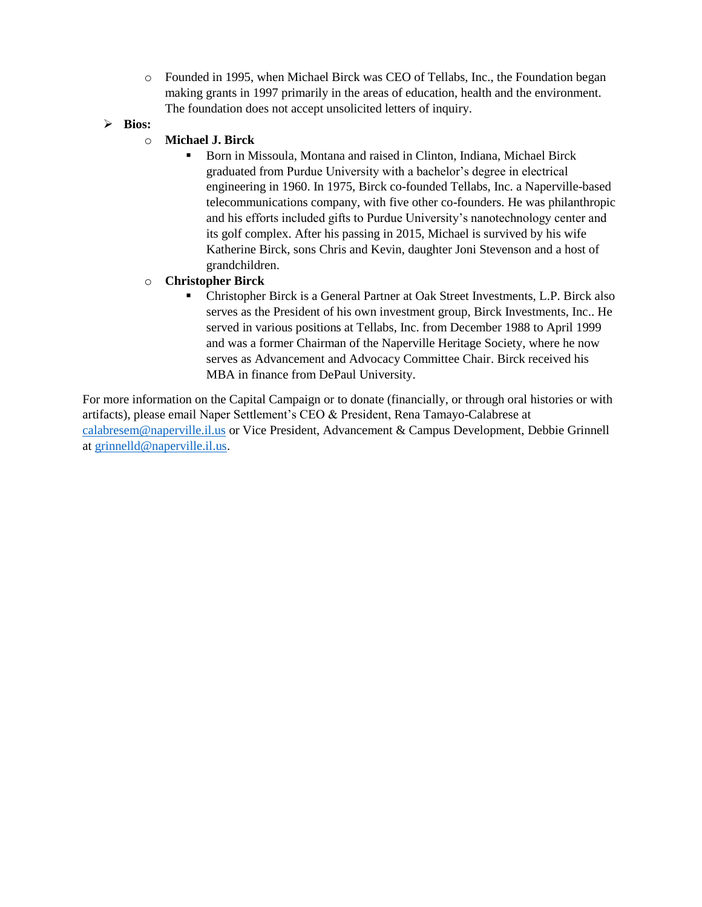- Founded in 1995, when Michael Birck was CEO of Tellabs, Inc., the Foundation began making grants in 1997 primarily in the areas of education, health and the environment. The foundation does not accept unsolicited letters of inquiry.

- **Bios:**
  - **Michael J. Birck**
    - Born in Missoula, Montana and raised in Clinton, Indiana, Michael Birck graduated from Purdue University with a bachelor's degree in electrical engineering in 1960. In 1975, Birck co-founded Tellabs, Inc. a Naperville-based telecommunications company, with five other co-founders. He was philanthropic and his efforts included gifts to Purdue University's nanotechnology center and its golf complex. After his passing in 2015, Michael is survived by his wife Katherine Birck, sons Chris and Kevin, daughter Joni Stevenson and a host of grandchildren.
  - **Christopher Birck**
    - Christopher Birck is a General Partner at Oak Street Investments, L.P. Birck also serves as the President of his own investment group, Birck Investments, Inc.. He served in various positions at Tellabs, Inc. from December 1988 to April 1999 and was a former Chairman of the Naperville Heritage Society, where he now serves as Advancement and Advocacy Committee Chair. Birck received his MBA in finance from DePaul University.

For more information on the Capital Campaign or to donate (financially, or through oral histories or with artifacts), please email Naper Settlement's CEO & President, Rena Tamayo-Calabrese at calabresem@naperville.il.us or Vice President, Advancement & Campus Development, Debbie Grinnell at grinnelld@naperville.il.us.